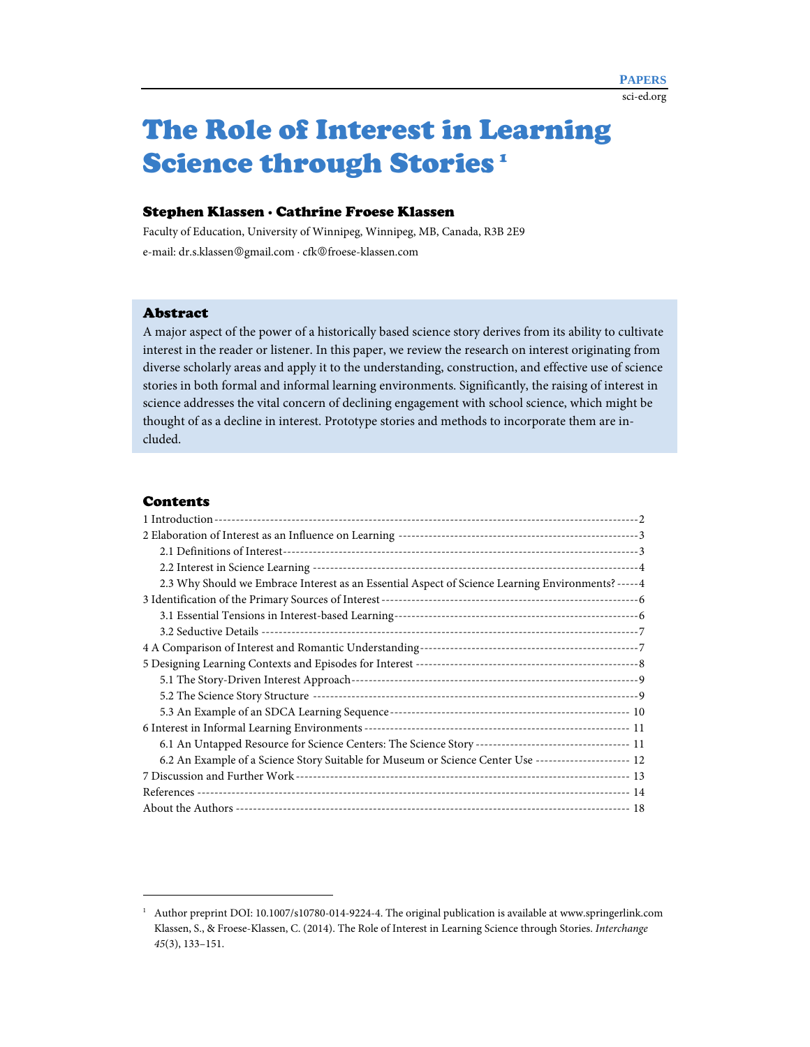# The Role of Interest in Learning Science through Stories [1]

**Stephen Klassen · Cathrine Froese Klassen**

Faculty of Education, University of Winnipeg, Winnipeg, MB, Canada, R3B 2E9

e-mail: dr.s.klassen@gmail.com · cfk@froese-klassen.com

## Abstract

A major aspect of the power of a historically based science story derives from its ability to cultivate interest in the reader or listener. In this paper, we review the research on interest originating from diverse scholarly areas and apply it to the understanding, construction, and effective use of science stories in both formal and informal learning environments. Significantly, the raising of interest in science addresses the vital concern of declining engagement with school science, which might be thought of as a decline in interest. Prototype stories and methods to incorporate them are included.

## Contents

1 Introduction ---------- 2
2 Elaboration of Interest as an Influence on Learning ---------- 3
  2.1 Definitions of Interest ---------- 3
  2.2 Interest in Science Learning ---------- 4
  2.3 Why Should we Embrace Interest as an Essential Aspect of Science Learning Environments? ---------- 4
3 Identification of the Primary Sources of Interest ---------- 6
  3.1 Essential Tensions in Interest-based Learning ---------- 6
  3.2 Seductive Details ---------- 7
4 A Comparison of Interest and Romantic Understanding ---------- 7
5 Designing Learning Contexts and Episodes for Interest ---------- 8
  5.1 The Story-Driven Interest Approach ---------- 9
  5.2 The Science Story Structure ---------- 9
  5.3 An Example of an SDCA Learning Sequence ---------- 10
6 Interest in Informal Learning Environments ---------- 11
  6.1 An Untapped Resource for Science Centers: The Science Story ---------- 11
  6.2 An Example of a Science Story Suitable for Museum or Science Center Use ---------- 12
7 Discussion and Further Work ---------- 13
References ---------- 14
About the Authors ---------- 18

---

[1] Author preprint DOI: 10.1007/s10780-014-9224-4. The original publication is available at www.springerlink.com Klassen, S., & Froese-Klassen, C. (2014). The Role of Interest in Learning Science through Stories. *Interchange 45*(3), 133–151.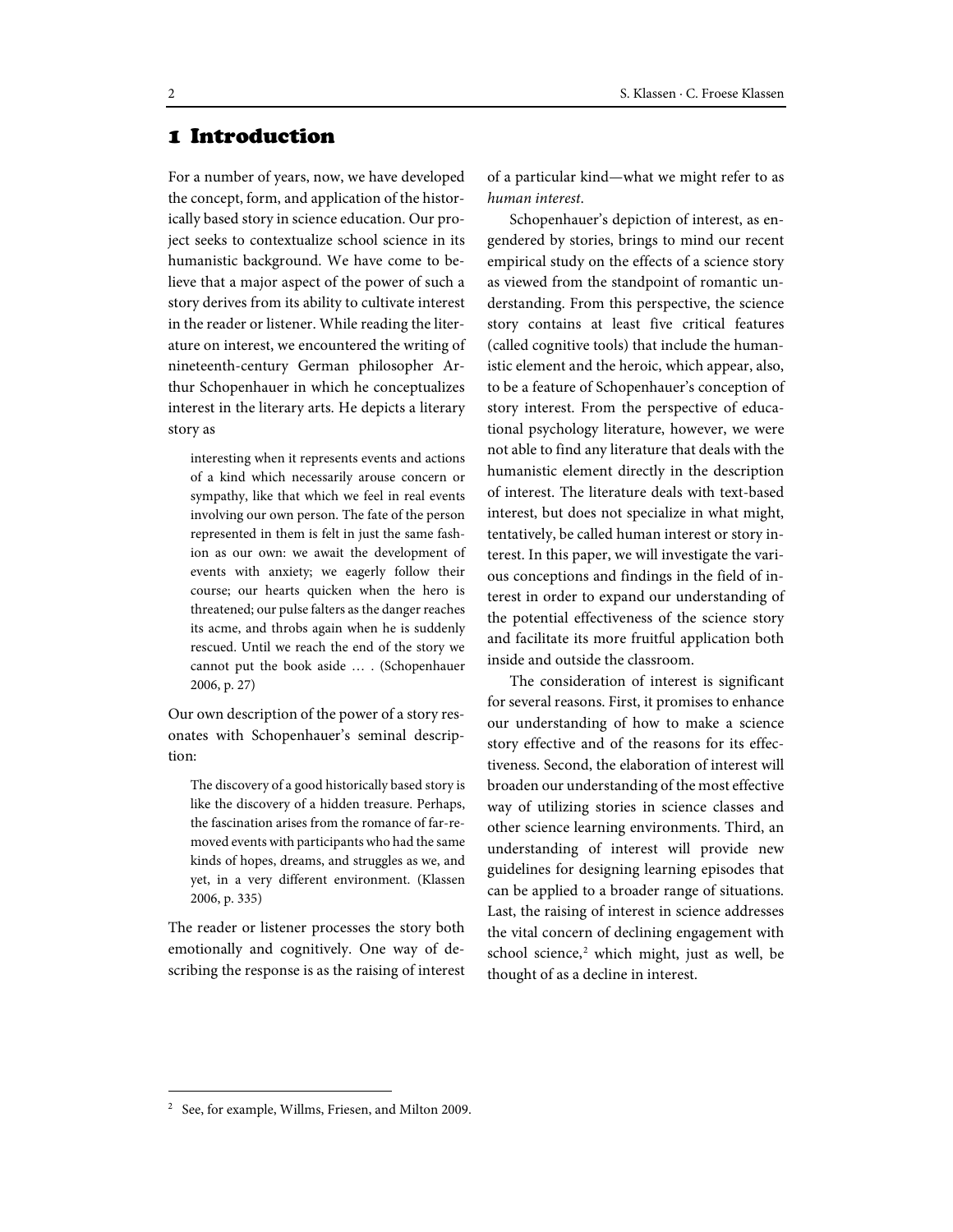# 1 Introduction

For a number of years, now, we have developed the concept, form, and application of the historically based story in science education. Our project seeks to contextualize school science in its humanistic background. We have come to believe that a major aspect of the power of such a story derives from its ability to cultivate interest in the reader or listener. While reading the literature on interest, we encountered the writing of nineteenth-century German philosopher Arthur Schopenhauer in which he conceptualizes interest in the literary arts. He depicts a literary story as

> interesting when it represents events and actions of a kind which necessarily arouse concern or sympathy, like that which we feel in real events involving our own person. The fate of the person represented in them is felt in just the same fashion as our own: we await the development of events with anxiety; we eagerly follow their course; our hearts quicken when the hero is threatened; our pulse falters as the danger reaches its acme, and throbs again when he is suddenly rescued. Until we reach the end of the story we cannot put the book aside … . (Schopenhauer 2006, p. 27)

Our own description of the power of a story resonates with Schopenhauer's seminal description:

> The discovery of a good historically based story is like the discovery of a hidden treasure. Perhaps, the fascination arises from the romance of far-removed events with participants who had the same kinds of hopes, dreams, and struggles as we, and yet, in a very different environment. (Klassen 2006, p. 335)

The reader or listener processes the story both emotionally and cognitively. One way of describing the response is as the raising of interest of a particular kind—what we might refer to as *human interest*.

Schopenhauer's depiction of interest, as engendered by stories, brings to mind our recent empirical study on the effects of a science story as viewed from the standpoint of romantic understanding. From this perspective, the science story contains at least five critical features (called cognitive tools) that include the humanistic element and the heroic, which appear, also, to be a feature of Schopenhauer's conception of story interest. From the perspective of educational psychology literature, however, we were not able to find any literature that deals with the humanistic element directly in the description of interest. The literature deals with text-based interest, but does not specialize in what might, tentatively, be called human interest or story interest. In this paper, we will investigate the various conceptions and findings in the field of interest in order to expand our understanding of the potential effectiveness of the science story and facilitate its more fruitful application both inside and outside the classroom.

The consideration of interest is significant for several reasons. First, it promises to enhance our understanding of how to make a science story effective and of the reasons for its effectiveness. Second, the elaboration of interest will broaden our understanding of the most effective way of utilizing stories in science classes and other science learning environments. Third, an understanding of interest will provide new guidelines for designing learning episodes that can be applied to a broader range of situations. Last, the raising of interest in science addresses the vital concern of declining engagement with school science,[2] which might, just as well, be thought of as a decline in interest.

[2] See, for example, Willms, Friesen, and Milton 2009.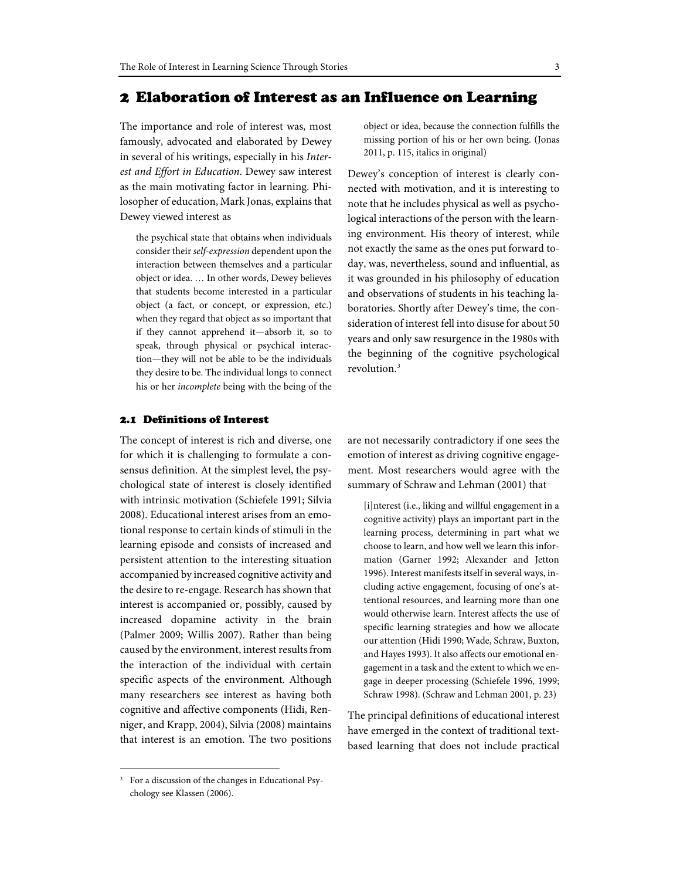## 2 Elaboration of Interest as an Influence on Learning

The importance and role of interest was, most famously, advocated and elaborated by Dewey in several of his writings, especially in his *Interest and Effort in Education*. Dewey saw interest as the main motivating factor in learning. Philosopher of education, Mark Jonas, explains that Dewey viewed interest as

> the psychical state that obtains when individuals consider their *self-expression* dependent upon the interaction between themselves and a particular object or idea. … In other words, Dewey believes that students become interested in a particular object (a fact, or concept, or expression, etc.) when they regard that object as so important that if they cannot apprehend it—absorb it, so to speak, through physical or psychical interaction—they will not be able to be the individuals they desire to be. The individual longs to connect his or her *incomplete* being with the being of the object or idea, because the connection fulfills the missing portion of his or her own being. (Jonas 2011, p. 115, italics in original)

Dewey's conception of interest is clearly connected with motivation, and it is interesting to note that he includes physical as well as psychological interactions of the person with the learning environment. His theory of interest, while not exactly the same as the ones put forward today, was, nevertheless, sound and influential, as it was grounded in his philosophy of education and observations of students in his teaching laboratories. Shortly after Dewey's time, the consideration of interest fell into disuse for about 50 years and only saw resurgence in the 1980s with the beginning of the cognitive psychological revolution.[3]

### 2.1 Definitions of Interest

The concept of interest is rich and diverse, one for which it is challenging to formulate a consensus definition. At the simplest level, the psychological state of interest is closely identified with intrinsic motivation (Schiefele 1991; Silvia 2008). Educational interest arises from an emotional response to certain kinds of stimuli in the learning episode and consists of increased and persistent attention to the interesting situation accompanied by increased cognitive activity and the desire to re-engage. Research has shown that interest is accompanied or, possibly, caused by increased dopamine activity in the brain (Palmer 2009; Willis 2007). Rather than being caused by the environment, interest results from the interaction of the individual with certain specific aspects of the environment. Although many researchers see interest as having both cognitive and affective components (Hidi, Renniger, and Krapp, 2004), Silvia (2008) maintains that interest is an emotion. The two positions are not necessarily contradictory if one sees the emotion of interest as driving cognitive engagement. Most researchers would agree with the summary of Schraw and Lehman (2001) that

> [i]nterest (i.e., liking and willful engagement in a cognitive activity) plays an important part in the learning process, determining in part what we choose to learn, and how well we learn this information (Garner 1992; Alexander and Jetton 1996). Interest manifests itself in several ways, including active engagement, focusing of one's attentional resources, and learning more than one would otherwise learn. Interest affects the use of specific learning strategies and how we allocate our attention (Hidi 1990; Wade, Schraw, Buxton, and Hayes 1993). It also affects our emotional engagement in a task and the extent to which we engage in deeper processing (Schiefele 1996, 1999; Schraw 1998). (Schraw and Lehman 2001, p. 23)

The principal definitions of educational interest have emerged in the context of traditional text-based learning that does not include practical

[3] For a discussion of the changes in Educational Psychology see Klassen (2006).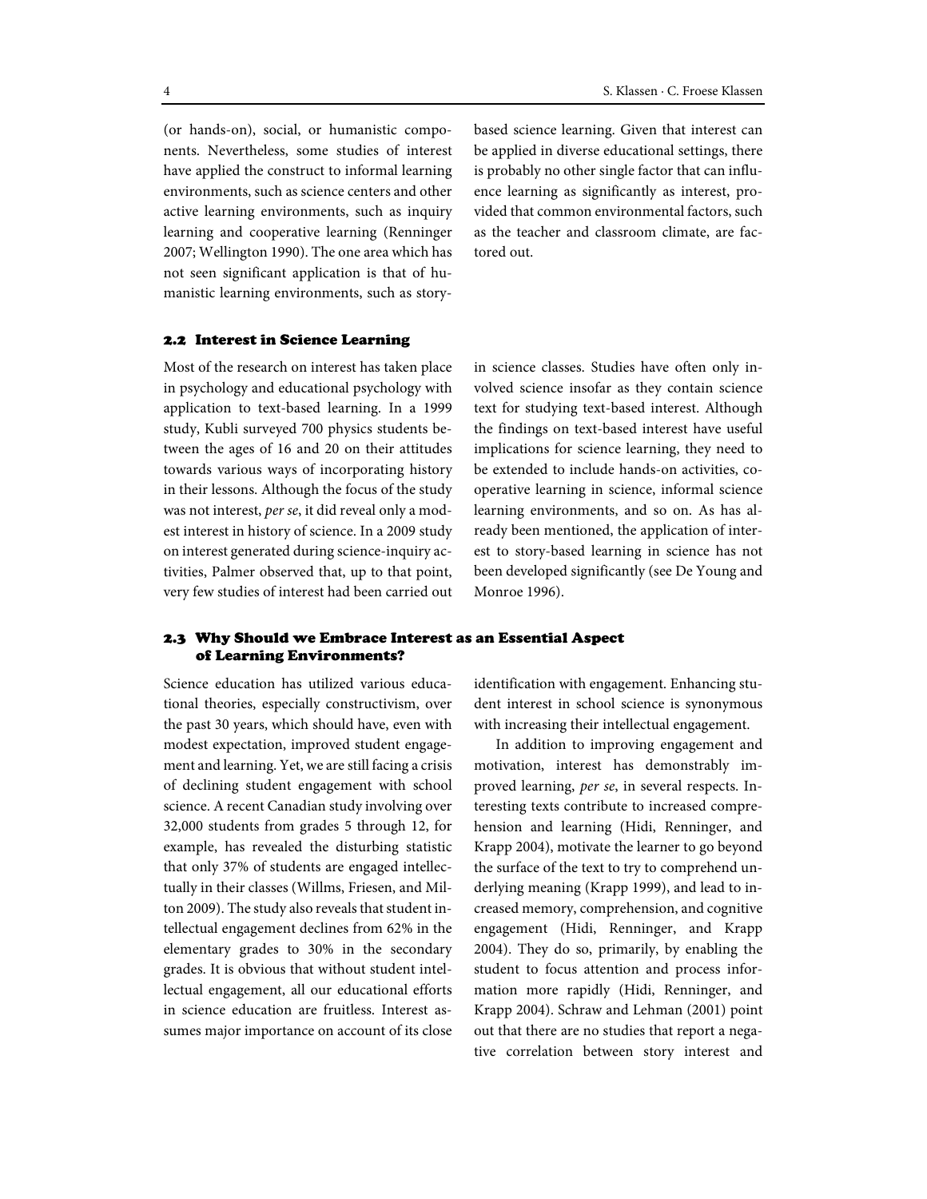(or hands-on), social, or humanistic components. Nevertheless, some studies of interest have applied the construct to informal learning environments, such as science centers and other active learning environments, such as inquiry learning and cooperative learning (Renninger 2007; Wellington 1990). The one area which has not seen significant application is that of humanistic learning environments, such as story-based science learning. Given that interest can be applied in diverse educational settings, there is probably no other single factor that can influence learning as significantly as interest, provided that common environmental factors, such as the teacher and classroom climate, are factored out.

## 2.2 Interest in Science Learning

Most of the research on interest has taken place in psychology and educational psychology with application to text-based learning. In a 1999 study, Kubli surveyed 700 physics students between the ages of 16 and 20 on their attitudes towards various ways of incorporating history in their lessons. Although the focus of the study was not interest, *per se*, it did reveal only a modest interest in history of science. In a 2009 study on interest generated during science-inquiry activities, Palmer observed that, up to that point, very few studies of interest had been carried out in science classes. Studies have often only involved science insofar as they contain science text for studying text-based interest. Although the findings on text-based interest have useful implications for science learning, they need to be extended to include hands-on activities, cooperative learning in science, informal science learning environments, and so on. As has already been mentioned, the application of interest to story-based learning in science has not been developed significantly (see De Young and Monroe 1996).

## 2.3 Why Should we Embrace Interest as an Essential Aspect of Learning Environments?

Science education has utilized various educational theories, especially constructivism, over the past 30 years, which should have, even with modest expectation, improved student engagement and learning. Yet, we are still facing a crisis of declining student engagement with school science. A recent Canadian study involving over 32,000 students from grades 5 through 12, for example, has revealed the disturbing statistic that only 37% of students are engaged intellectually in their classes (Willms, Friesen, and Milton 2009). The study also reveals that student intellectual engagement declines from 62% in the elementary grades to 30% in the secondary grades. It is obvious that without student intellectual engagement, all our educational efforts in science education are fruitless. Interest assumes major importance on account of its close identification with engagement. Enhancing student interest in school science is synonymous with increasing their intellectual engagement.

In addition to improving engagement and motivation, interest has demonstrably improved learning, *per se*, in several respects. Interesting texts contribute to increased comprehension and learning (Hidi, Renninger, and Krapp 2004), motivate the learner to go beyond the surface of the text to try to comprehend underlying meaning (Krapp 1999), and lead to increased memory, comprehension, and cognitive engagement (Hidi, Renninger, and Krapp 2004). They do so, primarily, by enabling the student to focus attention and process information more rapidly (Hidi, Renninger, and Krapp 2004). Schraw and Lehman (2001) point out that there are no studies that report a negative correlation between story interest and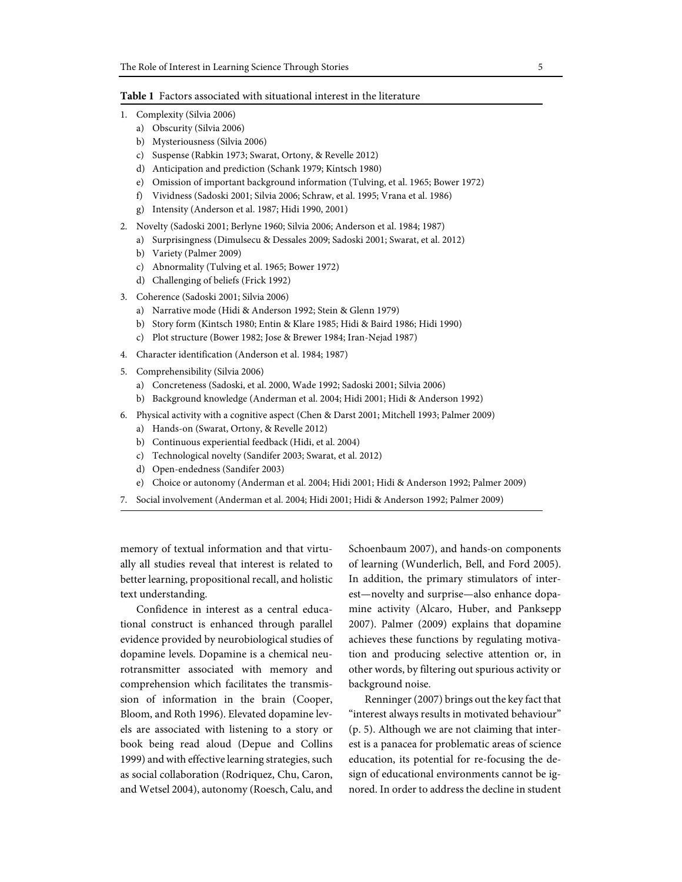**Table 1** Factors associated with situational interest in the literature

1. Complexity (Silvia 2006)
   a) Obscurity (Silvia 2006)
   b) Mysteriousness (Silvia 2006)
   c) Suspense (Rabkin 1973; Swarat, Ortony, & Revelle 2012)
   d) Anticipation and prediction (Schank 1979; Kintsch 1980)
   e) Omission of important background information (Tulving, et al. 1965; Bower 1972)
   f) Vividness (Sadoski 2001; Silvia 2006; Schraw, et al. 1995; Vrana et al. 1986)
   g) Intensity (Anderson et al. 1987; Hidi 1990, 2001)
2. Novelty (Sadoski 2001; Berlyne 1960; Silvia 2006; Anderson et al. 1984; 1987)
   a) Surprisingness (Dimulsecu & Dessales 2009; Sadoski 2001; Swarat, et al. 2012)
   b) Variety (Palmer 2009)
   c) Abnormality (Tulving et al. 1965; Bower 1972)
   d) Challenging of beliefs (Frick 1992)
3. Coherence (Sadoski 2001; Silvia 2006)
   a) Narrative mode (Hidi & Anderson 1992; Stein & Glenn 1979)
   b) Story form (Kintsch 1980; Entin & Klare 1985; Hidi & Baird 1986; Hidi 1990)
   c) Plot structure (Bower 1982; Jose & Brewer 1984; Iran-Nejad 1987)
4. Character identification (Anderson et al. 1984; 1987)
5. Comprehensibility (Silvia 2006)
   a) Concreteness (Sadoski, et al. 2000, Wade 1992; Sadoski 2001; Silvia 2006)
   b) Background knowledge (Anderman et al. 2004; Hidi 2001; Hidi & Anderson 1992)
6. Physical activity with a cognitive aspect (Chen & Darst 2001; Mitchell 1993; Palmer 2009)
   a) Hands-on (Swarat, Ortony, & Revelle 2012)
   b) Continuous experiential feedback (Hidi, et al. 2004)
   c) Technological novelty (Sandifer 2003; Swarat, et al. 2012)
   d) Open-endedness (Sandifer 2003)
   e) Choice or autonomy (Anderman et al. 2004; Hidi 2001; Hidi & Anderson 1992; Palmer 2009)
7. Social involvement (Anderman et al. 2004; Hidi 2001; Hidi & Anderson 1992; Palmer 2009)

memory of textual information and that virtually all studies reveal that interest is related to better learning, propositional recall, and holistic text understanding.

Confidence in interest as a central educational construct is enhanced through parallel evidence provided by neurobiological studies of dopamine levels. Dopamine is a chemical neurotransmitter associated with memory and comprehension which facilitates the transmission of information in the brain (Cooper, Bloom, and Roth 1996). Elevated dopamine levels are associated with listening to a story or book being read aloud (Depue and Collins 1999) and with effective learning strategies, such as social collaboration (Rodriquez, Chu, Caron, and Wetsel 2004), autonomy (Roesch, Calu, and Schoenbaum 2007), and hands-on components of learning (Wunderlich, Bell, and Ford 2005). In addition, the primary stimulators of interest—novelty and surprise—also enhance dopamine activity (Alcaro, Huber, and Panksepp 2007). Palmer (2009) explains that dopamine achieves these functions by regulating motivation and producing selective attention or, in other words, by filtering out spurious activity or background noise.

Renninger (2007) brings out the key fact that "interest always results in motivated behaviour" (p. 5). Although we are not claiming that interest is a panacea for problematic areas of science education, its potential for re-focusing the design of educational environments cannot be ignored. In order to address the decline in student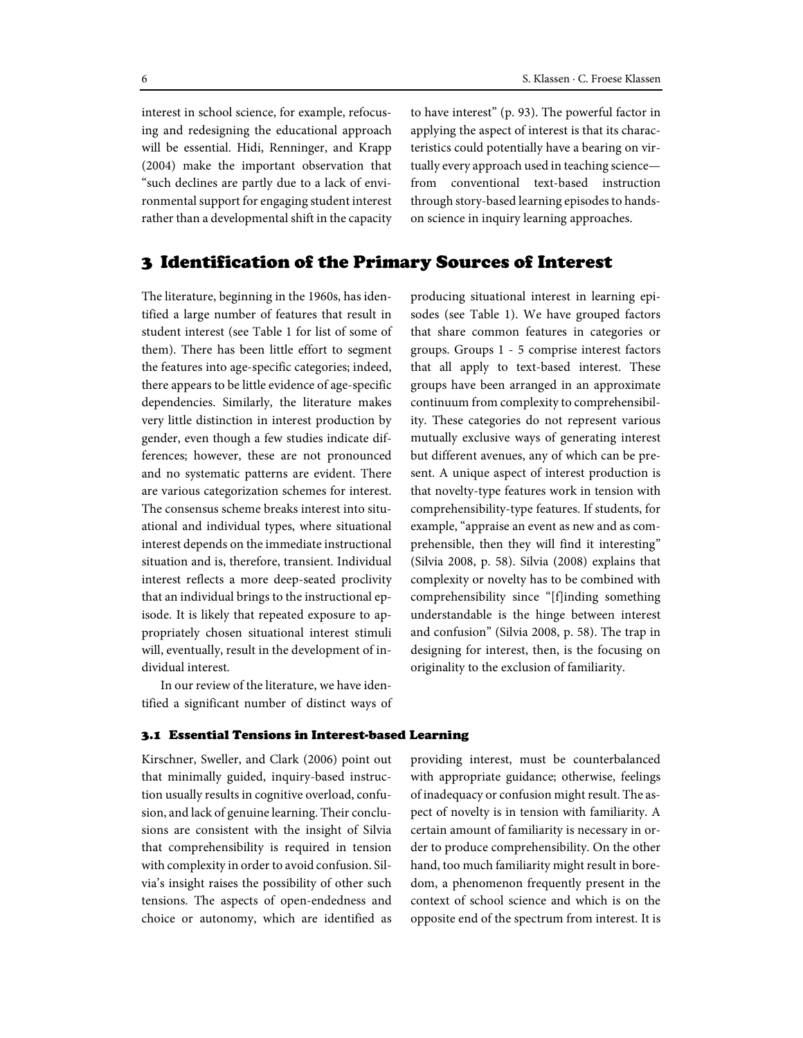interest in school science, for example, refocusing and redesigning the educational approach will be essential. Hidi, Renninger, and Krapp (2004) make the important observation that "such declines are partly due to a lack of environmental support for engaging student interest rather than a developmental shift in the capacity to have interest" (p. 93). The powerful factor in applying the aspect of interest is that its characteristics could potentially have a bearing on virtually every approach used in teaching science—from conventional text-based instruction through story-based learning episodes to hands-on science in inquiry learning approaches.

## 3 Identification of the Primary Sources of Interest

The literature, beginning in the 1960s, has identified a large number of features that result in student interest (see Table 1 for list of some of them). There has been little effort to segment the features into age-specific categories; indeed, there appears to be little evidence of age-specific dependencies. Similarly, the literature makes very little distinction in interest production by gender, even though a few studies indicate differences; however, these are not pronounced and no systematic patterns are evident. There are various categorization schemes for interest. The consensus scheme breaks interest into situational and individual types, where situational interest depends on the immediate instructional situation and is, therefore, transient. Individual interest reflects a more deep-seated proclivity that an individual brings to the instructional episode. It is likely that repeated exposure to appropriately chosen situational interest stimuli will, eventually, result in the development of individual interest.

In our review of the literature, we have identified a significant number of distinct ways of producing situational interest in learning episodes (see Table 1). We have grouped factors that share common features in categories or groups. Groups 1 - 5 comprise interest factors that all apply to text-based interest. These groups have been arranged in an approximate continuum from complexity to comprehensibility. These categories do not represent various mutually exclusive ways of generating interest but different avenues, any of which can be present. A unique aspect of interest production is that novelty-type features work in tension with comprehensibility-type features. If students, for example, "appraise an event as new and as comprehensible, then they will find it interesting" (Silvia 2008, p. 58). Silvia (2008) explains that complexity or novelty has to be combined with comprehensibility since "[f]inding something understandable is the hinge between interest and confusion" (Silvia 2008, p. 58). The trap in designing for interest, then, is the focusing on originality to the exclusion of familiarity.

### 3.1 Essential Tensions in Interest-based Learning

Kirschner, Sweller, and Clark (2006) point out that minimally guided, inquiry-based instruction usually results in cognitive overload, confusion, and lack of genuine learning. Their conclusions are consistent with the insight of Silvia that comprehensibility is required in tension with complexity in order to avoid confusion. Silvia's insight raises the possibility of other such tensions. The aspects of open-endedness and choice or autonomy, which are identified as providing interest, must be counterbalanced with appropriate guidance; otherwise, feelings of inadequacy or confusion might result. The aspect of novelty is in tension with familiarity. A certain amount of familiarity is necessary in order to produce comprehensibility. On the other hand, too much familiarity might result in boredom, a phenomenon frequently present in the context of school science and which is on the opposite end of the spectrum from interest. It is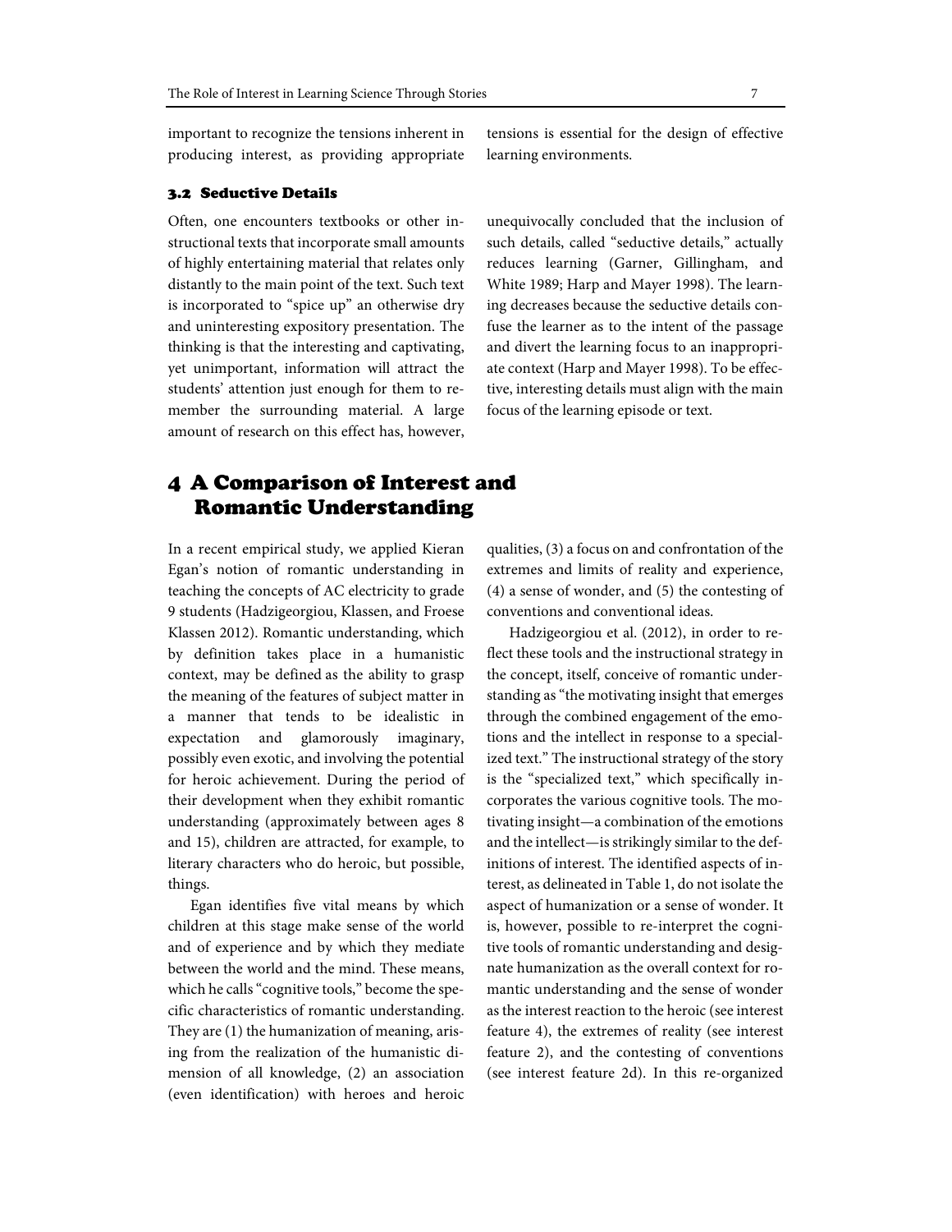important to recognize the tensions inherent in producing interest, as providing appropriate tensions is essential for the design of effective learning environments.

### 3.2 Seductive Details

Often, one encounters textbooks or other instructional texts that incorporate small amounts of highly entertaining material that relates only distantly to the main point of the text. Such text is incorporated to "spice up" an otherwise dry and uninteresting expository presentation. The thinking is that the interesting and captivating, yet unimportant, information will attract the students' attention just enough for them to remember the surrounding material. A large amount of research on this effect has, however, unequivocally concluded that the inclusion of such details, called "seductive details," actually reduces learning (Garner, Gillingham, and White 1989; Harp and Mayer 1998). The learning decreases because the seductive details confuse the learner as to the intent of the passage and divert the learning focus to an inappropriate context (Harp and Mayer 1998). To be effective, interesting details must align with the main focus of the learning episode or text.

## 4 A Comparison of Interest and Romantic Understanding

In a recent empirical study, we applied Kieran Egan's notion of romantic understanding in teaching the concepts of AC electricity to grade 9 students (Hadzigeorgiou, Klassen, and Froese Klassen 2012). Romantic understanding, which by definition takes place in a humanistic context, may be defined as the ability to grasp the meaning of the features of subject matter in a manner that tends to be idealistic in expectation and glamorously imaginary, possibly even exotic, and involving the potential for heroic achievement. During the period of their development when they exhibit romantic understanding (approximately between ages 8 and 15), children are attracted, for example, to literary characters who do heroic, but possible, things.

Egan identifies five vital means by which children at this stage make sense of the world and of experience and by which they mediate between the world and the mind. These means, which he calls "cognitive tools," become the specific characteristics of romantic understanding. They are (1) the humanization of meaning, arising from the realization of the humanistic dimension of all knowledge, (2) an association (even identification) with heroes and heroic qualities, (3) a focus on and confrontation of the extremes and limits of reality and experience, (4) a sense of wonder, and (5) the contesting of conventions and conventional ideas.

Hadzigeorgiou et al. (2012), in order to reflect these tools and the instructional strategy in the concept, itself, conceive of romantic understanding as "the motivating insight that emerges through the combined engagement of the emotions and the intellect in response to a specialized text." The instructional strategy of the story is the "specialized text," which specifically incorporates the various cognitive tools. The motivating insight—a combination of the emotions and the intellect—is strikingly similar to the definitions of interest. The identified aspects of interest, as delineated in Table 1, do not isolate the aspect of humanization or a sense of wonder. It is, however, possible to re-interpret the cognitive tools of romantic understanding and designate humanization as the overall context for romantic understanding and the sense of wonder as the interest reaction to the heroic (see interest feature 4), the extremes of reality (see interest feature 2), and the contesting of conventions (see interest feature 2d). In this re-organized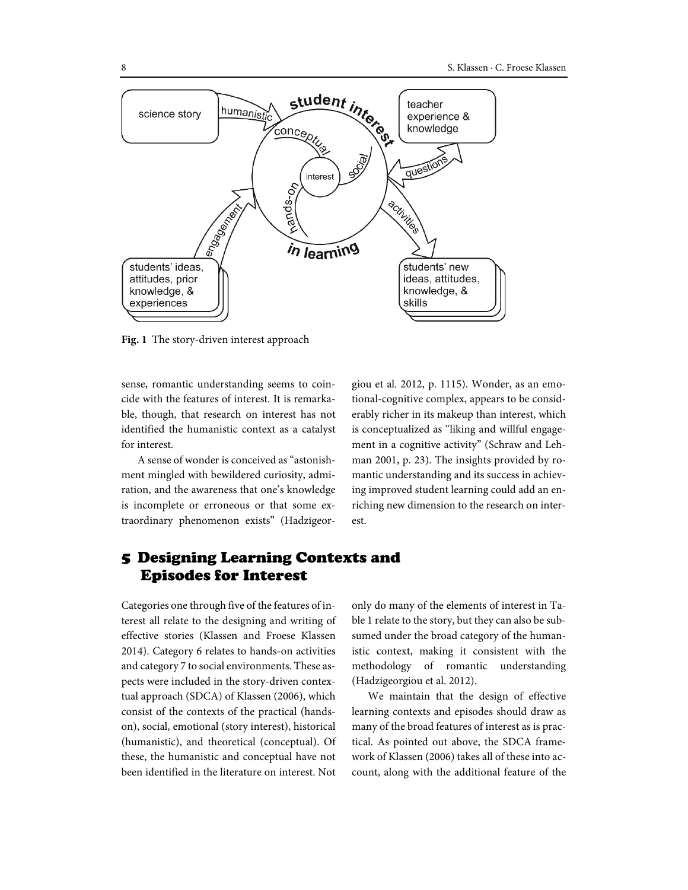**Fig. 1** The story-driven interest approach

sense, romantic understanding seems to coincide with the features of interest. It is remarkable, though, that research on interest has not identified the humanistic context as a catalyst for interest.

A sense of wonder is conceived as "astonishment mingled with bewildered curiosity, admiration, and the awareness that one's knowledge is incomplete or erroneous or that some extraordinary phenomenon exists" (Hadzigeorgiou et al. 2012, p. 1115). Wonder, as an emotional-cognitive complex, appears to be considerably richer in its makeup than interest, which is conceptualized as "liking and willful engagement in a cognitive activity" (Schraw and Lehman 2001, p. 23). The insights provided by romantic understanding and its success in achieving improved student learning could add an enriching new dimension to the research on interest.

## 5 Designing Learning Contexts and Episodes for Interest

Categories one through five of the features of interest all relate to the designing and writing of effective stories (Klassen and Froese Klassen 2014). Category 6 relates to hands-on activities and category 7 to social environments. These aspects were included in the story-driven contextual approach (SDCA) of Klassen (2006), which consist of the contexts of the practical (hands-on), social, emotional (story interest), historical (humanistic), and theoretical (conceptual). Of these, the humanistic and conceptual have not been identified in the literature on interest. Not only do many of the elements of interest in Table 1 relate to the story, but they can also be subsumed under the broad category of the humanistic context, making it consistent with the methodology of romantic understanding (Hadzigeorgiou et al. 2012).

We maintain that the design of effective learning contexts and episodes should draw as many of the broad features of interest as is practical. As pointed out above, the SDCA framework of Klassen (2006) takes all of these into account, along with the additional feature of the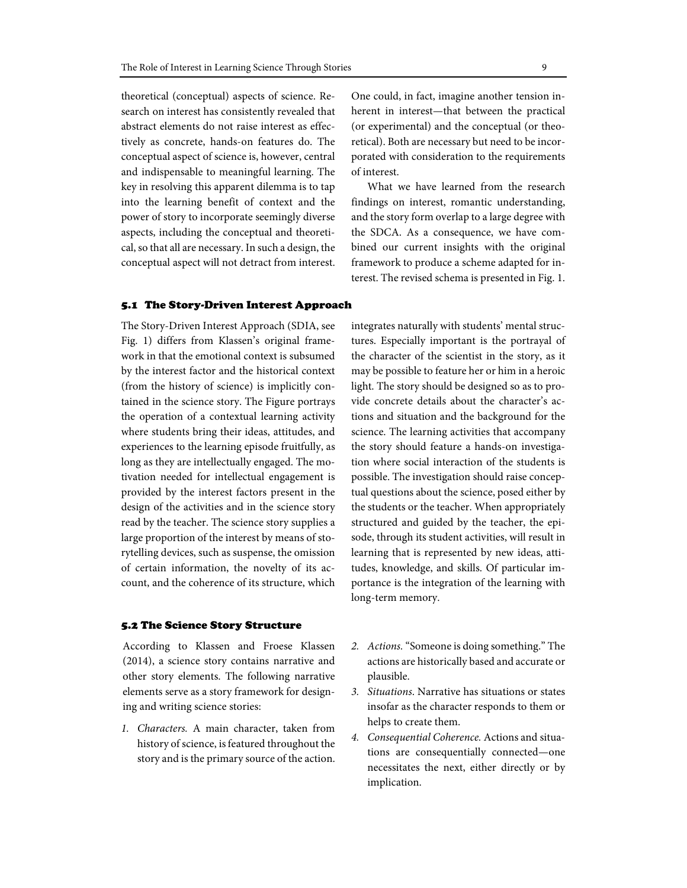theoretical (conceptual) aspects of science. Research on interest has consistently revealed that abstract elements do not raise interest as effectively as concrete, hands-on features do. The conceptual aspect of science is, however, central and indispensable to meaningful learning. The key in resolving this apparent dilemma is to tap into the learning benefit of context and the power of story to incorporate seemingly diverse aspects, including the conceptual and theoretical, so that all are necessary. In such a design, the conceptual aspect will not detract from interest. One could, in fact, imagine another tension inherent in interest—that between the practical (or experimental) and the conceptual (or theoretical). Both are necessary but need to be incorporated with consideration to the requirements of interest.

What we have learned from the research findings on interest, romantic understanding, and the story form overlap to a large degree with the SDCA. As a consequence, we have combined our current insights with the original framework to produce a scheme adapted for interest. The revised schema is presented in Fig. 1.

## 5.1 The Story-Driven Interest Approach

The Story-Driven Interest Approach (SDIA, see Fig. 1) differs from Klassen's original framework in that the emotional context is subsumed by the interest factor and the historical context (from the history of science) is implicitly contained in the science story. The Figure portrays the operation of a contextual learning activity where students bring their ideas, attitudes, and experiences to the learning episode fruitfully, as long as they are intellectually engaged. The motivation needed for intellectual engagement is provided by the interest factors present in the design of the activities and in the science story read by the teacher. The science story supplies a large proportion of the interest by means of storytelling devices, such as suspense, the omission of certain information, the novelty of its account, and the coherence of its structure, which integrates naturally with students' mental structures. Especially important is the portrayal of the character of the scientist in the story, as it may be possible to feature her or him in a heroic light. The story should be designed so as to provide concrete details about the character's actions and situation and the background for the science. The learning activities that accompany the story should feature a hands-on investigation where social interaction of the students is possible. The investigation should raise conceptual questions about the science, posed either by the students or the teacher. When appropriately structured and guided by the teacher, the episode, through its student activities, will result in learning that is represented by new ideas, attitudes, knowledge, and skills. Of particular importance is the integration of the learning with long-term memory.

## 5.2 The Science Story Structure

According to Klassen and Froese Klassen (2014), a science story contains narrative and other story elements. The following narrative elements serve as a story framework for designing and writing science stories:

1. *Characters.* A main character, taken from history of science, is featured throughout the story and is the primary source of the action.
2. *Actions.* "Someone is doing something." The actions are historically based and accurate or plausible.
3. *Situations*. Narrative has situations or states insofar as the character responds to them or helps to create them.
4. *Consequential Coherence.* Actions and situations are consequentially connected—one necessitates the next, either directly or by implication.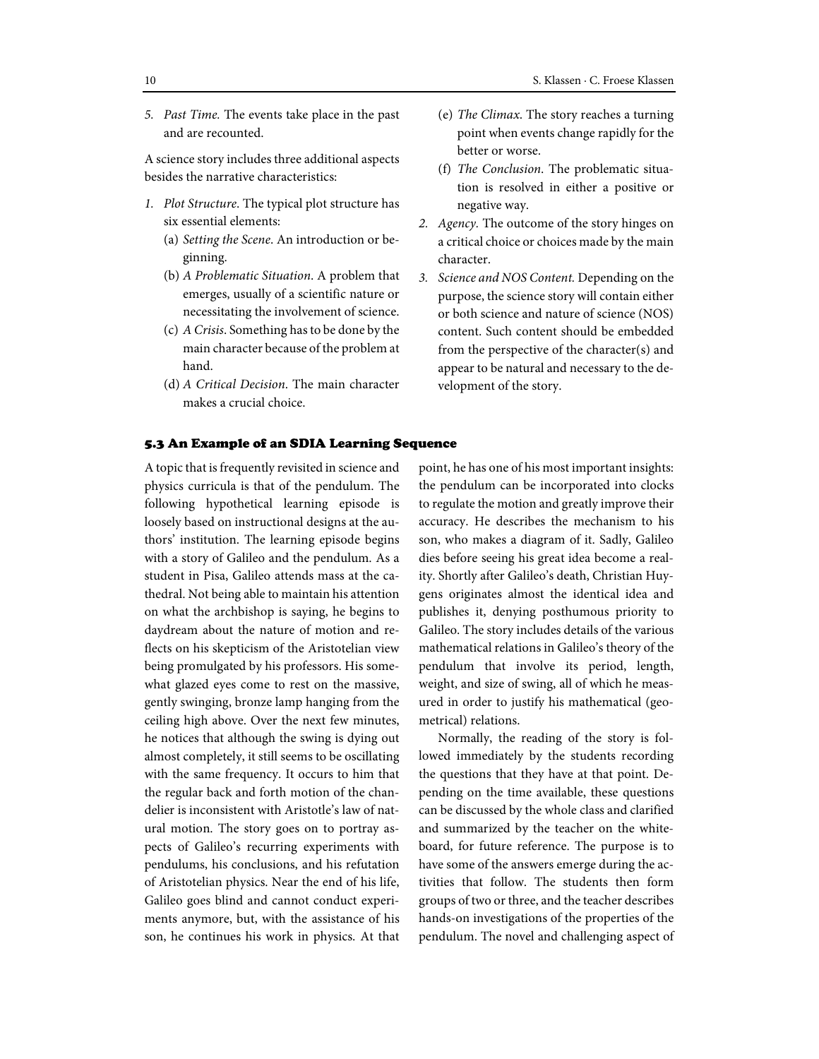5. *Past Time.* The events take place in the past and are recounted.

A science story includes three additional aspects besides the narrative characteristics:

1. *Plot Structure*. The typical plot structure has six essential elements:
   - (a) *Setting the Scene*. An introduction or beginning.
   - (b) *A Problematic Situation*. A problem that emerges, usually of a scientific nature or necessitating the involvement of science.
   - (c) *A Crisis*. Something has to be done by the main character because of the problem at hand.
   - (d) *A Critical Decision*. The main character makes a crucial choice.
   - (e) *The Climax*. The story reaches a turning point when events change rapidly for the better or worse.
   - (f) *The Conclusion*. The problematic situation is resolved in either a positive or negative way.
2. *Agency.* The outcome of the story hinges on a critical choice or choices made by the main character.
3. *Science and NOS Content.* Depending on the purpose, the science story will contain either or both science and nature of science (NOS) content. Such content should be embedded from the perspective of the character(s) and appear to be natural and necessary to the development of the story.

### 5.3 An Example of an SDIA Learning Sequence

A topic that is frequently revisited in science and physics curricula is that of the pendulum. The following hypothetical learning episode is loosely based on instructional designs at the authors' institution. The learning episode begins with a story of Galileo and the pendulum. As a student in Pisa, Galileo attends mass at the cathedral. Not being able to maintain his attention on what the archbishop is saying, he begins to daydream about the nature of motion and reflects on his skepticism of the Aristotelian view being promulgated by his professors. His somewhat glazed eyes come to rest on the massive, gently swinging, bronze lamp hanging from the ceiling high above. Over the next few minutes, he notices that although the swing is dying out almost completely, it still seems to be oscillating with the same frequency. It occurs to him that the regular back and forth motion of the chandelier is inconsistent with Aristotle's law of natural motion. The story goes on to portray aspects of Galileo's recurring experiments with pendulums, his conclusions, and his refutation of Aristotelian physics. Near the end of his life, Galileo goes blind and cannot conduct experiments anymore, but, with the assistance of his son, he continues his work in physics. At that point, he has one of his most important insights: the pendulum can be incorporated into clocks to regulate the motion and greatly improve their accuracy. He describes the mechanism to his son, who makes a diagram of it. Sadly, Galileo dies before seeing his great idea become a reality. Shortly after Galileo's death, Christian Huygens originates almost the identical idea and publishes it, denying posthumous priority to Galileo. The story includes details of the various mathematical relations in Galileo's theory of the pendulum that involve its period, length, weight, and size of swing, all of which he measured in order to justify his mathematical (geometrical) relations.

Normally, the reading of the story is followed immediately by the students recording the questions that they have at that point. Depending on the time available, these questions can be discussed by the whole class and clarified and summarized by the teacher on the whiteboard, for future reference. The purpose is to have some of the answers emerge during the activities that follow. The students then form groups of two or three, and the teacher describes hands-on investigations of the properties of the pendulum. The novel and challenging aspect of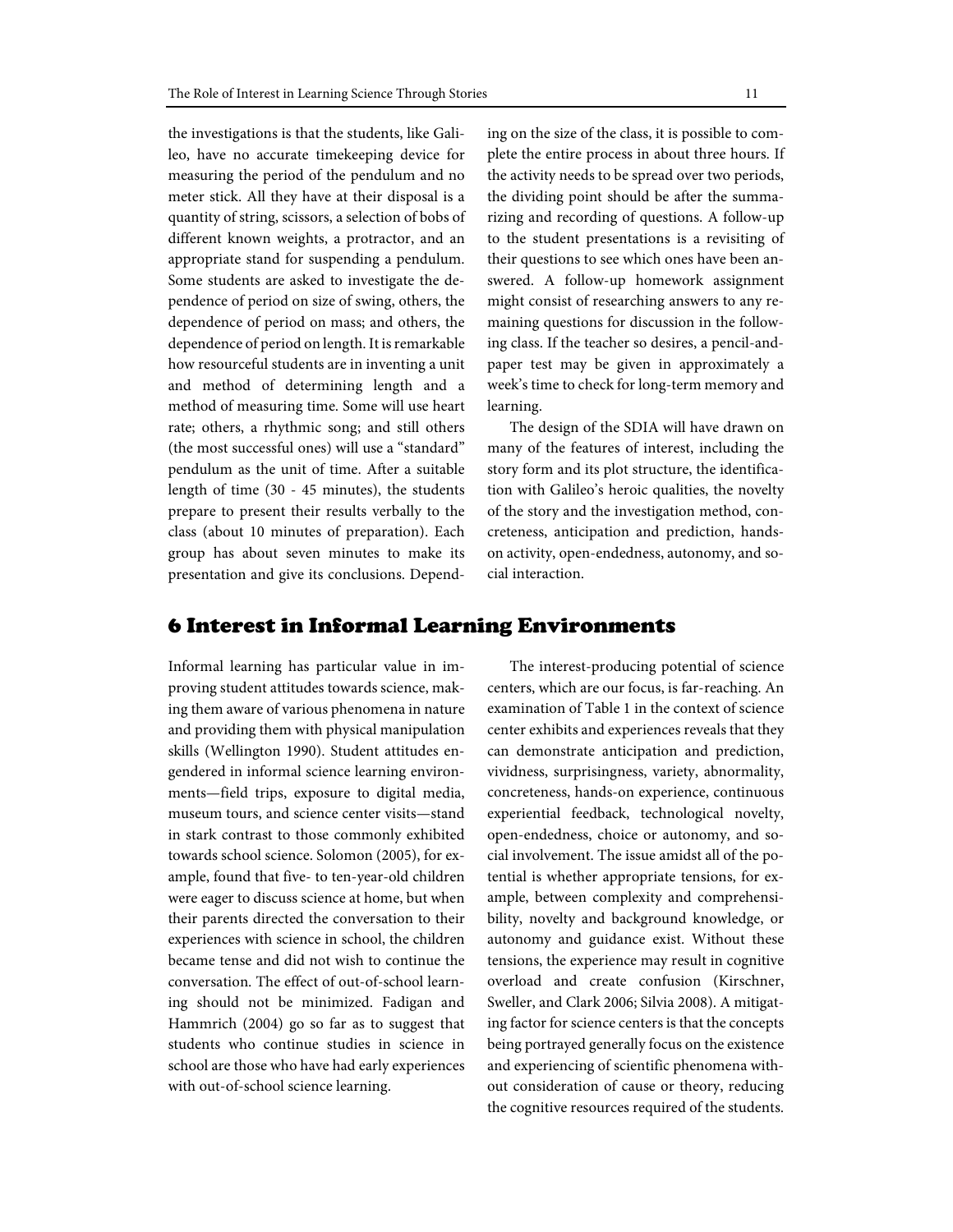the investigations is that the students, like Galileo, have no accurate timekeeping device for measuring the period of the pendulum and no meter stick. All they have at their disposal is a quantity of string, scissors, a selection of bobs of different known weights, a protractor, and an appropriate stand for suspending a pendulum. Some students are asked to investigate the dependence of period on size of swing, others, the dependence of period on mass; and others, the dependence of period on length. It is remarkable how resourceful students are in inventing a unit and method of determining length and a method of measuring time. Some will use heart rate; others, a rhythmic song; and still others (the most successful ones) will use a "standard" pendulum as the unit of time. After a suitable length of time (30 - 45 minutes), the students prepare to present their results verbally to the class (about 10 minutes of preparation). Each group has about seven minutes to make its presentation and give its conclusions. Depending on the size of the class, it is possible to complete the entire process in about three hours. If the activity needs to be spread over two periods, the dividing point should be after the summarizing and recording of questions. A follow-up to the student presentations is a revisiting of their questions to see which ones have been answered. A follow-up homework assignment might consist of researching answers to any remaining questions for discussion in the following class. If the teacher so desires, a pencil-and-paper test may be given in approximately a week's time to check for long-term memory and learning.

The design of the SDIA will have drawn on many of the features of interest, including the story form and its plot structure, the identification with Galileo's heroic qualities, the novelty of the story and the investigation method, concreteness, anticipation and prediction, hands-on activity, open-endedness, autonomy, and social interaction.

## 6 Interest in Informal Learning Environments

Informal learning has particular value in improving student attitudes towards science, making them aware of various phenomena in nature and providing them with physical manipulation skills (Wellington 1990). Student attitudes engendered in informal science learning environments—field trips, exposure to digital media, museum tours, and science center visits—stand in stark contrast to those commonly exhibited towards school science. Solomon (2005), for example, found that five- to ten-year-old children were eager to discuss science at home, but when their parents directed the conversation to their experiences with science in school, the children became tense and did not wish to continue the conversation. The effect of out-of-school learning should not be minimized. Fadigan and Hammrich (2004) go so far as to suggest that students who continue studies in science in school are those who have had early experiences with out-of-school science learning.

The interest-producing potential of science centers, which are our focus, is far-reaching. An examination of Table 1 in the context of science center exhibits and experiences reveals that they can demonstrate anticipation and prediction, vividness, surprisingness, variety, abnormality, concreteness, hands-on experience, continuous experiential feedback, technological novelty, open-endedness, choice or autonomy, and social involvement. The issue amidst all of the potential is whether appropriate tensions, for example, between complexity and comprehensibility, novelty and background knowledge, or autonomy and guidance exist. Without these tensions, the experience may result in cognitive overload and create confusion (Kirschner, Sweller, and Clark 2006; Silvia 2008). A mitigating factor for science centers is that the concepts being portrayed generally focus on the existence and experiencing of scientific phenomena without consideration of cause or theory, reducing the cognitive resources required of the students.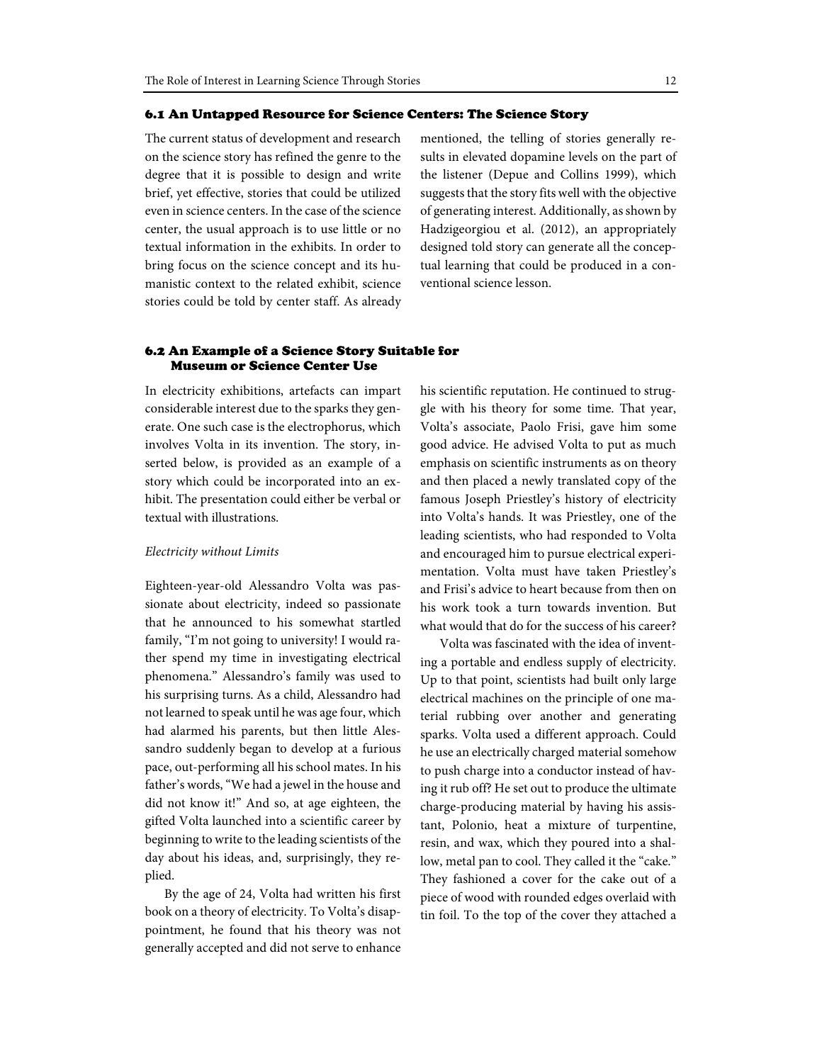## 6.1 An Untapped Resource for Science Centers: The Science Story

The current status of development and research on the science story has refined the genre to the degree that it is possible to design and write brief, yet effective, stories that could be utilized even in science centers. In the case of the science center, the usual approach is to use little or no textual information in the exhibits. In order to bring focus on the science concept and its humanistic context to the related exhibit, science stories could be told by center staff. As already mentioned, the telling of stories generally results in elevated dopamine levels on the part of the listener (Depue and Collins 1999), which suggests that the story fits well with the objective of generating interest. Additionally, as shown by Hadzigeorgiou et al. (2012), an appropriately designed told story can generate all the conceptual learning that could be produced in a conventional science lesson.

## 6.2 An Example of a Science Story Suitable for Museum or Science Center Use

In electricity exhibitions, artefacts can impart considerable interest due to the sparks they generate. One such case is the electrophorus, which involves Volta in its invention. The story, inserted below, is provided as an example of a story which could be incorporated into an exhibit. The presentation could either be verbal or textual with illustrations.

*Electricity without Limits*

Eighteen-year-old Alessandro Volta was passionate about electricity, indeed so passionate that he announced to his somewhat startled family, "I'm not going to university! I would rather spend my time in investigating electrical phenomena." Alessandro's family was used to his surprising turns. As a child, Alessandro had not learned to speak until he was age four, which had alarmed his parents, but then little Alessandro suddenly began to develop at a furious pace, out-performing all his school mates. In his father's words, "We had a jewel in the house and did not know it!" And so, at age eighteen, the gifted Volta launched into a scientific career by beginning to write to the leading scientists of the day about his ideas, and, surprisingly, they replied.

By the age of 24, Volta had written his first book on a theory of electricity. To Volta's disappointment, he found that his theory was not generally accepted and did not serve to enhance his scientific reputation. He continued to struggle with his theory for some time. That year, Volta's associate, Paolo Frisi, gave him some good advice. He advised Volta to put as much emphasis on scientific instruments as on theory and then placed a newly translated copy of the famous Joseph Priestley's history of electricity into Volta's hands. It was Priestley, one of the leading scientists, who had responded to Volta and encouraged him to pursue electrical experimentation. Volta must have taken Priestley's and Frisi's advice to heart because from then on his work took a turn towards invention. But what would that do for the success of his career?

Volta was fascinated with the idea of inventing a portable and endless supply of electricity. Up to that point, scientists had built only large electrical machines on the principle of one material rubbing over another and generating sparks. Volta used a different approach. Could he use an electrically charged material somehow to push charge into a conductor instead of having it rub off? He set out to produce the ultimate charge-producing material by having his assistant, Polonio, heat a mixture of turpentine, resin, and wax, which they poured into a shallow, metal pan to cool. They called it the "cake." They fashioned a cover for the cake out of a piece of wood with rounded edges overlaid with tin foil. To the top of the cover they attached a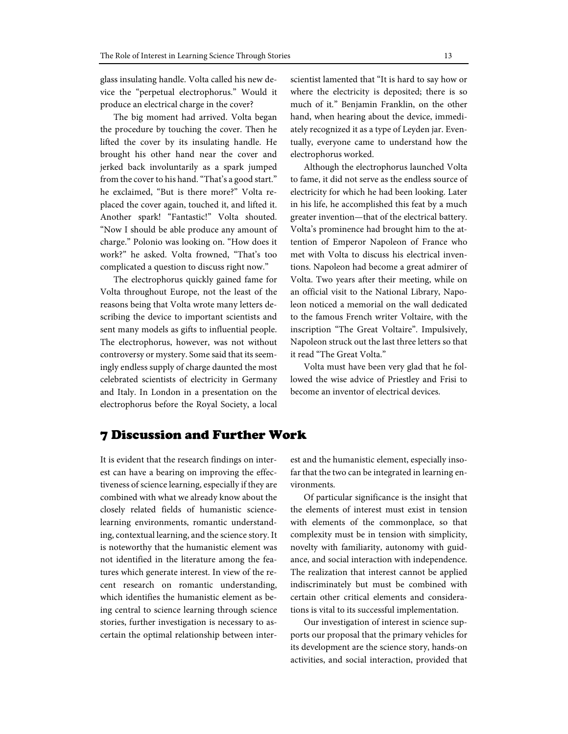glass insulating handle. Volta called his new device the "perpetual electrophorus." Would it produce an electrical charge in the cover?

The big moment had arrived. Volta began the procedure by touching the cover. Then he lifted the cover by its insulating handle. He brought his other hand near the cover and jerked back involuntarily as a spark jumped from the cover to his hand. "That's a good start." he exclaimed, "But is there more?" Volta replaced the cover again, touched it, and lifted it. Another spark! "Fantastic!" Volta shouted. "Now I should be able produce any amount of charge." Polonio was looking on. "How does it work?" he asked. Volta frowned, "That's too complicated a question to discuss right now."

The electrophorus quickly gained fame for Volta throughout Europe, not the least of the reasons being that Volta wrote many letters describing the device to important scientists and sent many models as gifts to influential people. The electrophorus, however, was not without controversy or mystery. Some said that its seemingly endless supply of charge daunted the most celebrated scientists of electricity in Germany and Italy. In London in a presentation on the electrophorus before the Royal Society, a local scientist lamented that "It is hard to say how or where the electricity is deposited; there is so much of it." Benjamin Franklin, on the other hand, when hearing about the device, immediately recognized it as a type of Leyden jar. Eventually, everyone came to understand how the electrophorus worked.

Although the electrophorus launched Volta to fame, it did not serve as the endless source of electricity for which he had been looking. Later in his life, he accomplished this feat by a much greater invention—that of the electrical battery. Volta's prominence had brought him to the attention of Emperor Napoleon of France who met with Volta to discuss his electrical inventions. Napoleon had become a great admirer of Volta. Two years after their meeting, while on an official visit to the National Library, Napoleon noticed a memorial on the wall dedicated to the famous French writer Voltaire, with the inscription "The Great Voltaire". Impulsively, Napoleon struck out the last three letters so that it read "The Great Volta."

Volta must have been very glad that he followed the wise advice of Priestley and Frisi to become an inventor of electrical devices.

## 7 Discussion and Further Work

It is evident that the research findings on interest can have a bearing on improving the effectiveness of science learning, especially if they are combined with what we already know about the closely related fields of humanistic science-learning environments, romantic understanding, contextual learning, and the science story. It is noteworthy that the humanistic element was not identified in the literature among the features which generate interest. In view of the recent research on romantic understanding, which identifies the humanistic element as being central to science learning through science stories, further investigation is necessary to ascertain the optimal relationship between interest and the humanistic element, especially insofar that the two can be integrated in learning environments.

Of particular significance is the insight that the elements of interest must exist in tension with elements of the commonplace, so that complexity must be in tension with simplicity, novelty with familiarity, autonomy with guidance, and social interaction with independence. The realization that interest cannot be applied indiscriminately but must be combined with certain other critical elements and considerations is vital to its successful implementation.

Our investigation of interest in science supports our proposal that the primary vehicles for its development are the science story, hands-on activities, and social interaction, provided that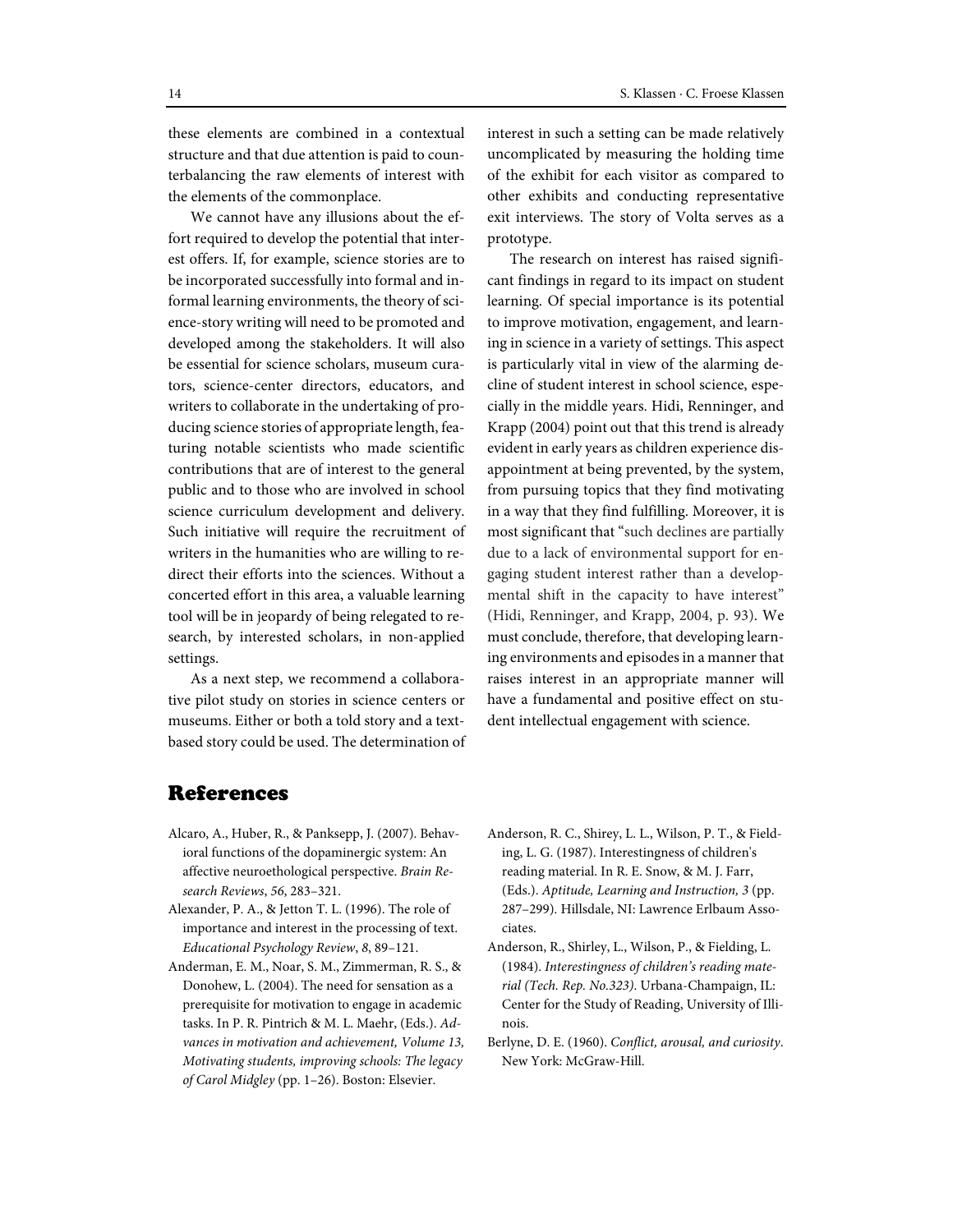these elements are combined in a contextual structure and that due attention is paid to counterbalancing the raw elements of interest with the elements of the commonplace.

We cannot have any illusions about the effort required to develop the potential that interest offers. If, for example, science stories are to be incorporated successfully into formal and informal learning environments, the theory of science-story writing will need to be promoted and developed among the stakeholders. It will also be essential for science scholars, museum curators, science-center directors, educators, and writers to collaborate in the undertaking of producing science stories of appropriate length, featuring notable scientists who made scientific contributions that are of interest to the general public and to those who are involved in school science curriculum development and delivery. Such initiative will require the recruitment of writers in the humanities who are willing to redirect their efforts into the sciences. Without a concerted effort in this area, a valuable learning tool will be in jeopardy of being relegated to research, by interested scholars, in non-applied settings.

As a next step, we recommend a collaborative pilot study on stories in science centers or museums. Either or both a told story and a text-based story could be used. The determination of interest in such a setting can be made relatively uncomplicated by measuring the holding time of the exhibit for each visitor as compared to other exhibits and conducting representative exit interviews. The story of Volta serves as a prototype.

The research on interest has raised significant findings in regard to its impact on student learning. Of special importance is its potential to improve motivation, engagement, and learning in science in a variety of settings. This aspect is particularly vital in view of the alarming decline of student interest in school science, especially in the middle years. Hidi, Renninger, and Krapp (2004) point out that this trend is already evident in early years as children experience disappointment at being prevented, by the system, from pursuing topics that they find motivating in a way that they find fulfilling. Moreover, it is most significant that "such declines are partially due to a lack of environmental support for engaging student interest rather than a developmental shift in the capacity to have interest" (Hidi, Renninger, and Krapp, 2004, p. 93). We must conclude, therefore, that developing learning environments and episodes in a manner that raises interest in an appropriate manner will have a fundamental and positive effect on student intellectual engagement with science.

## References

Alcaro, A., Huber, R., & Panksepp, J. (2007). Behavioral functions of the dopaminergic system: An affective neuroethological perspective. *Brain Research Reviews*, *56*, 283–321.

Alexander, P. A., & Jetton T. L. (1996). The role of importance and interest in the processing of text. *Educational Psychology Review*, *8*, 89–121.

Anderman, E. M., Noar, S. M., Zimmerman, R. S., & Donohew, L. (2004). The need for sensation as a prerequisite for motivation to engage in academic tasks. In P. R. Pintrich & M. L. Maehr, (Eds.). *Advances in motivation and achievement, Volume 13, Motivating students, improving schools: The legacy of Carol Midgley* (pp. 1–26). Boston: Elsevier.

Anderson, R. C., Shirey, L. L., Wilson, P. T., & Fielding, L. G. (1987). Interestingness of children's reading material. In R. E. Snow, & M. J. Farr, (Eds.). *Aptitude, Learning and Instruction, 3* (pp. 287–299). Hillsdale, NI: Lawrence Erlbaum Associates.

Anderson, R., Shirley, L., Wilson, P., & Fielding, L. (1984). *Interestingness of children's reading material (Tech. Rep. No.323)*. Urbana-Champaign, IL: Center for the Study of Reading, University of Illinois.

Berlyne, D. E. (1960). *Conflict, arousal, and curiosity*. New York: McGraw-Hill.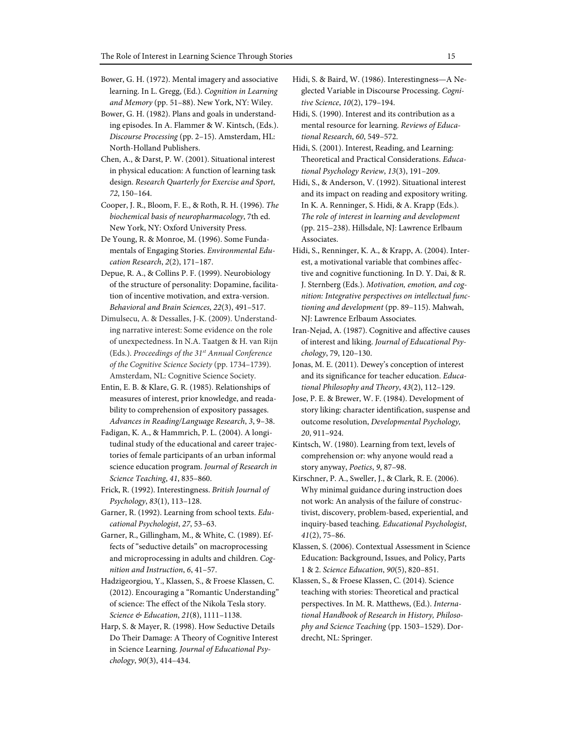Bower, G. H. (1972). Mental imagery and associative learning. In L. Gregg, (Ed.). *Cognition in Learning and Memory* (pp. 51–88). New York, NY: Wiley.

Bower, G. H. (1982). Plans and goals in understanding episodes. In A. Flammer & W. Kintsch, (Eds.). *Discourse Processing* (pp. 2–15). Amsterdam, HL: North-Holland Publishers.

Chen, A., & Darst, P. W. (2001). Situational interest in physical education: A function of learning task design. *Research Quarterly for Exercise and Sport*, *72*, 150–164.

Cooper, J. R., Bloom, F. E., & Roth, R. H. (1996). *The biochemical basis of neuropharmacology*, 7th ed. New York, NY: Oxford University Press.

De Young, R. & Monroe, M. (1996). Some Fundamentals of Engaging Stories. *Environmental Education Research*, *2*(2), 171–187.

Depue, R. A., & Collins P. F. (1999). Neurobiology of the structure of personality: Dopamine, facilitation of incentive motivation, and extra-version. *Behavioral and Brain Sciences*, *22*(3), 491–517.

Dimulsecu, A. & Dessalles, J-K. (2009). Understanding narrative interest: Some evidence on the role of unexpectedness. In N.A. Taatgen & H. van Rijn (Eds.). *Proceedings of the 31st Annual Conference of the Cognitive Science Society* (pp. 1734–1739). Amsterdam, NL: Cognitive Science Society.

Entin, E. B. & Klare, G. R. (1985). Relationships of measures of interest, prior knowledge, and readability to comprehension of expository passages. *Advances in Reading/Language Research*, *3*, 9–38.

Fadigan, K. A., & Hammrich, P. L. (2004). A longitudinal study of the educational and career trajectories of female participants of an urban informal science education program. *Journal of Research in Science Teaching*, *41*, 835–860.

Frick, R. (1992). Interestingness. *British Journal of Psychology*, *83*(1), 113–128.

Garner, R. (1992). Learning from school texts. *Educational Psychologist*, *27*, 53–63.

Garner, R., Gillingham, M., & White, C. (1989). Effects of "seductive details" on macroprocessing and microprocessing in adults and children. *Cognition and Instruction*, *6*, 41–57.

Hadzigeorgiou, Y., Klassen, S., & Froese Klassen, C. (2012). Encouraging a "Romantic Understanding" of science: The effect of the Nikola Tesla story. *Science & Education*, *21*(8), 1111–1138.

Harp, S. & Mayer, R. (1998). How Seductive Details Do Their Damage: A Theory of Cognitive Interest in Science Learning. *Journal of Educational Psychology*, *90*(3), 414–434.

Hidi, S. & Baird, W. (1986). Interestingness—A Neglected Variable in Discourse Processing. *Cognitive Science*, *10*(2), 179–194.

Hidi, S. (1990). Interest and its contribution as a mental resource for learning. *Reviews of Educational Research*, *60*, 549–572.

Hidi, S. (2001). Interest, Reading, and Learning: Theoretical and Practical Considerations. *Educational Psychology Review*, *13*(3), 191–209.

Hidi, S., & Anderson, V. (1992). Situational interest and its impact on reading and expository writing. In K. A. Renninger, S. Hidi, & A. Krapp (Eds.). *The role of interest in learning and development* (pp. 215–238). Hillsdale, NJ: Lawrence Erlbaum Associates.

Hidi, S., Renninger, K. A., & Krapp, A. (2004). Interest, a motivational variable that combines affective and cognitive functioning. In D. Y. Dai, & R. J. Sternberg (Eds.). *Motivation, emotion, and cognition: Integrative perspectives on intellectual functioning and development* (pp. 89–115). Mahwah, NJ: Lawrence Erlbaum Associates.

Iran-Nejad, A. (1987). Cognitive and affective causes of interest and liking. *Journal of Educational Psychology*, 79, 120–130.

Jonas, M. E. (2011). Dewey's conception of interest and its significance for teacher education. *Educational Philosophy and Theory*, *43*(2), 112–129.

Jose, P. E. & Brewer, W. F. (1984). Development of story liking: character identification, suspense and outcome resolution, *Developmental Psychology, 20*, 911–924.

Kintsch, W. (1980). Learning from text, levels of comprehension or: why anyone would read a story anyway, *Poetics*, *9*, 87–98.

Kirschner, P. A., Sweller, J., & Clark, R. E. (2006). Why minimal guidance during instruction does not work: An analysis of the failure of constructivist, discovery, problem-based, experiential, and inquiry-based teaching. *Educational Psychologist*, *41*(2), 75–86.

Klassen, S. (2006). Contextual Assessment in Science Education: Background, Issues, and Policy, Parts 1 & 2. *Science Education*, *90*(5), 820–851.

Klassen, S., & Froese Klassen, C. (2014). Science teaching with stories: Theoretical and practical perspectives. In M. R. Matthews, (Ed.). *International Handbook of Research in History, Philosophy and Science Teaching* (pp. 1503–1529). Dordrecht, NL: Springer.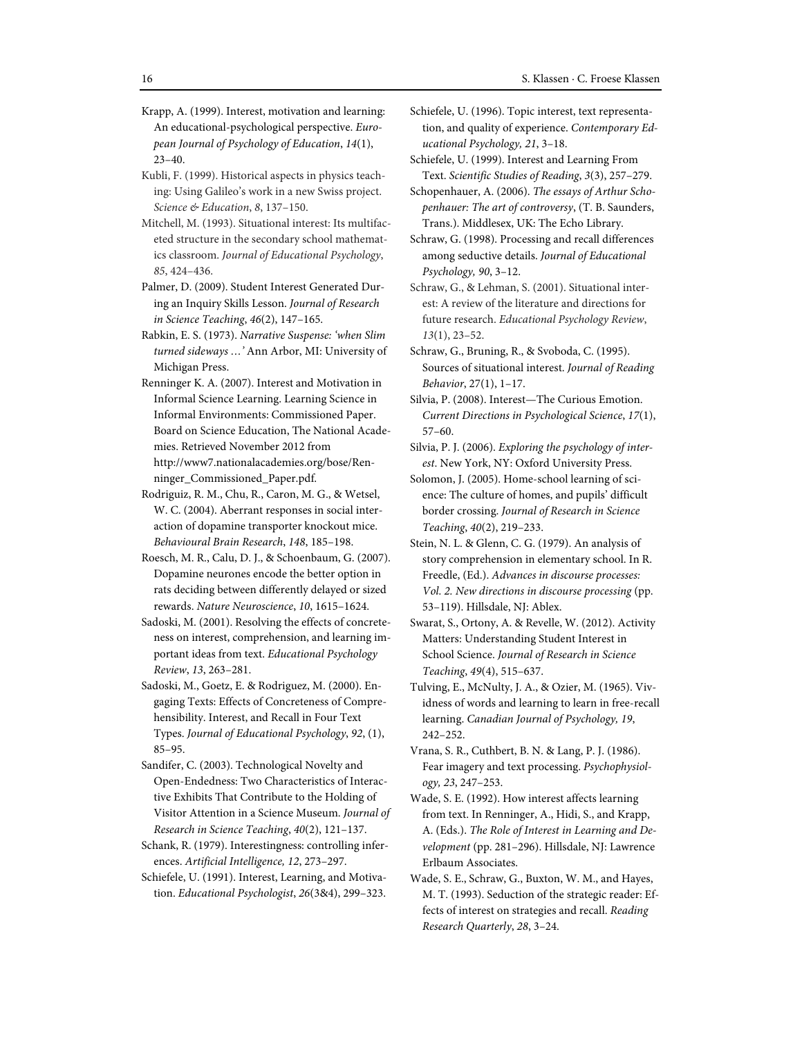Krapp, A. (1999). Interest, motivation and learning: An educational-psychological perspective. *European Journal of Psychology of Education*, *14*(1), 23–40.

Kubli, F. (1999). Historical aspects in physics teaching: Using Galileo's work in a new Swiss project. *Science & Education*, *8*, 137–150.

Mitchell, M. (1993). Situational interest: Its multifaceted structure in the secondary school mathematics classroom. *Journal of Educational Psychology*, *85*, 424–436.

Palmer, D. (2009). Student Interest Generated During an Inquiry Skills Lesson. *Journal of Research in Science Teaching*, *46*(2), 147–165.

Rabkin, E. S. (1973). *Narrative Suspense: 'when Slim turned sideways …'* Ann Arbor, MI: University of Michigan Press.

Renninger K. A. (2007). Interest and Motivation in Informal Science Learning. Learning Science in Informal Environments: Commissioned Paper. Board on Science Education, The National Academies. Retrieved November 2012 from http://www7.nationalacademies.org/bose/Renninger_Commissioned_Paper.pdf.

Rodriguiz, R. M., Chu, R., Caron, M. G., & Wetsel, W. C. (2004). Aberrant responses in social interaction of dopamine transporter knockout mice. *Behavioural Brain Research*, *148*, 185–198.

Roesch, M. R., Calu, D. J., & Schoenbaum, G. (2007). Dopamine neurones encode the better option in rats deciding between differently delayed or sized rewards. *Nature Neuroscience*, *10*, 1615–1624.

Sadoski, M. (2001). Resolving the effects of concreteness on interest, comprehension, and learning important ideas from text. *Educational Psychology Review*, *13*, 263–281.

Sadoski, M., Goetz, E. & Rodriguez, M. (2000). Engaging Texts: Effects of Concreteness of Comprehensibility. Interest, and Recall in Four Text Types. *Journal of Educational Psychology*, *92*, (1), 85–95.

Sandifer, C. (2003). Technological Novelty and Open-Endedness: Two Characteristics of Interactive Exhibits That Contribute to the Holding of Visitor Attention in a Science Museum. *Journal of Research in Science Teaching*, *40*(2), 121–137.

Schank, R. (1979). Interestingness: controlling inferences. *Artificial Intelligence, 12*, 273–297.

Schiefele, U. (1991). Interest, Learning, and Motivation. *Educational Psychologist*, *26*(3&4), 299–323.

Schiefele, U. (1996). Topic interest, text representation, and quality of experience. *Contemporary Educational Psychology, 21*, 3–18.

Schiefele, U. (1999). Interest and Learning From Text. *Scientific Studies of Reading*, *3*(3), 257–279.

Schopenhauer, A. (2006). *The essays of Arthur Schopenhauer: The art of controversy*, (T. B. Saunders, Trans.). Middlesex, UK: The Echo Library.

Schraw, G. (1998). Processing and recall differences among seductive details. *Journal of Educational Psychology, 90*, 3–12.

Schraw, G., & Lehman, S. (2001). Situational interest: A review of the literature and directions for future research. *Educational Psychology Review*, *13*(1), 23–52.

Schraw, G., Bruning, R., & Svoboda, C. (1995). Sources of situational interest. *Journal of Reading Behavior*, 27(1), 1–17.

Silvia, P. (2008). Interest—The Curious Emotion. *Current Directions in Psychological Science*, *17*(1), 57–60.

Silvia, P. J. (2006). *Exploring the psychology of interest*. New York, NY: Oxford University Press.

Solomon, J. (2005). Home-school learning of science: The culture of homes, and pupils' difficult border crossing. *Journal of Research in Science Teaching*, *40*(2), 219–233.

Stein, N. L. & Glenn, C. G. (1979). An analysis of story comprehension in elementary school. In R. Freedle, (Ed.). *Advances in discourse processes: Vol. 2. New directions in discourse processing* (pp. 53–119). Hillsdale, NJ: Ablex.

Swarat, S., Ortony, A. & Revelle, W. (2012). Activity Matters: Understanding Student Interest in School Science. *Journal of Research in Science Teaching*, *49*(4), 515–637.

Tulving, E., McNulty, J. A., & Ozier, M. (1965). Vividness of words and learning to learn in free-recall learning. *Canadian Journal of Psychology, 19*, 242–252.

Vrana, S. R., Cuthbert, B. N. & Lang, P. J. (1986). Fear imagery and text processing. *Psychophysiology, 23*, 247–253.

Wade, S. E. (1992). How interest affects learning from text. In Renninger, A., Hidi, S., and Krapp, A. (Eds.). *The Role of Interest in Learning and Development* (pp. 281–296). Hillsdale, NJ: Lawrence Erlbaum Associates.

Wade, S. E., Schraw, G., Buxton, W. M., and Hayes, M. T. (1993). Seduction of the strategic reader: Effects of interest on strategies and recall. *Reading Research Quarterly*, *28*, 3–24.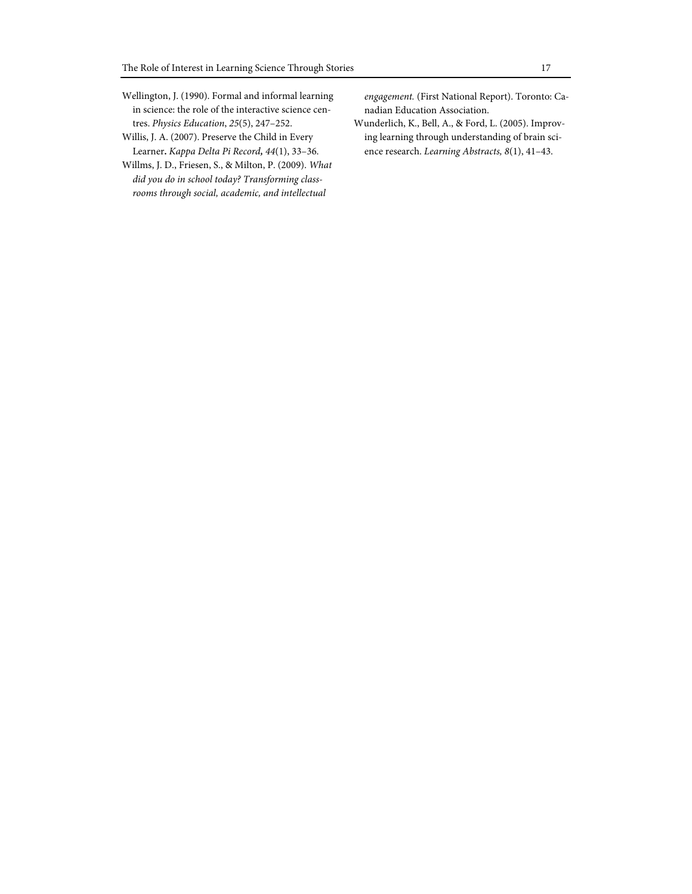Wellington, J. (1990). Formal and informal learning in science: the role of the interactive science centres. *Physics Education*, *25*(5), 247–252.

Willis, J. A. (2007). Preserve the Child in Every Learner**.** *Kappa Delta Pi Record,* *44*(1), 33–36.

Willms, J. D., Friesen, S., & Milton, P. (2009). *What did you do in school today? Transforming classrooms through social, academic, and intellectual engagement.* (First National Report). Toronto: Canadian Education Association.

Wunderlich, K., Bell, A., & Ford, L. (2005). Improving learning through understanding of brain science research. *Learning Abstracts,* *8*(1), 41–43.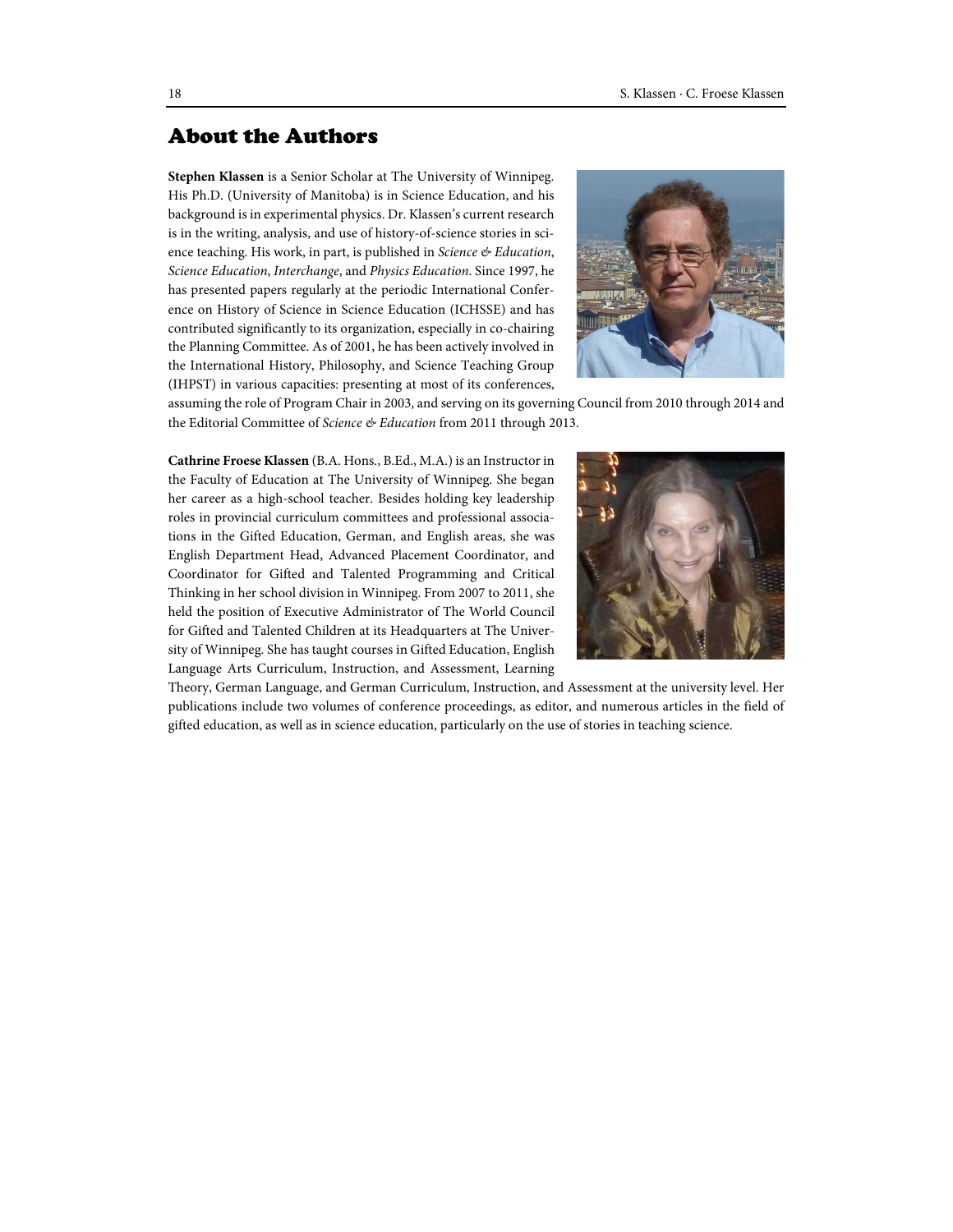## About the Authors

**Stephen Klassen** is a Senior Scholar at The University of Winnipeg. His Ph.D. (University of Manitoba) is in Science Education, and his background is in experimental physics. Dr. Klassen's current research is in the writing, analysis, and use of history-of-science stories in science teaching. His work, in part, is published in *Science & Education*, *Science Education*, *Interchange*, and *Physics Education*. Since 1997, he has presented papers regularly at the periodic International Conference on History of Science in Science Education (ICHSSE) and has contributed significantly to its organization, especially in co-chairing the Planning Committee. As of 2001, he has been actively involved in the International History, Philosophy, and Science Teaching Group (IHPST) in various capacities: presenting at most of its conferences, assuming the role of Program Chair in 2003, and serving on its governing Council from 2010 through 2014 and the Editorial Committee of *Science & Education* from 2011 through 2013.

**Cathrine Froese Klassen** (B.A. Hons., B.Ed., M.A.) is an Instructor in the Faculty of Education at The University of Winnipeg. She began her career as a high-school teacher. Besides holding key leadership roles in provincial curriculum committees and professional associations in the Gifted Education, German, and English areas, she was English Department Head, Advanced Placement Coordinator, and Coordinator for Gifted and Talented Programming and Critical Thinking in her school division in Winnipeg. From 2007 to 2011, she held the position of Executive Administrator of The World Council for Gifted and Talented Children at its Headquarters at The University of Winnipeg. She has taught courses in Gifted Education, English Language Arts Curriculum, Instruction, and Assessment, Learning Theory, German Language, and German Curriculum, Instruction, and Assessment at the university level. Her publications include two volumes of conference proceedings, as editor, and numerous articles in the field of gifted education, as well as in science education, particularly on the use of stories in teaching science.